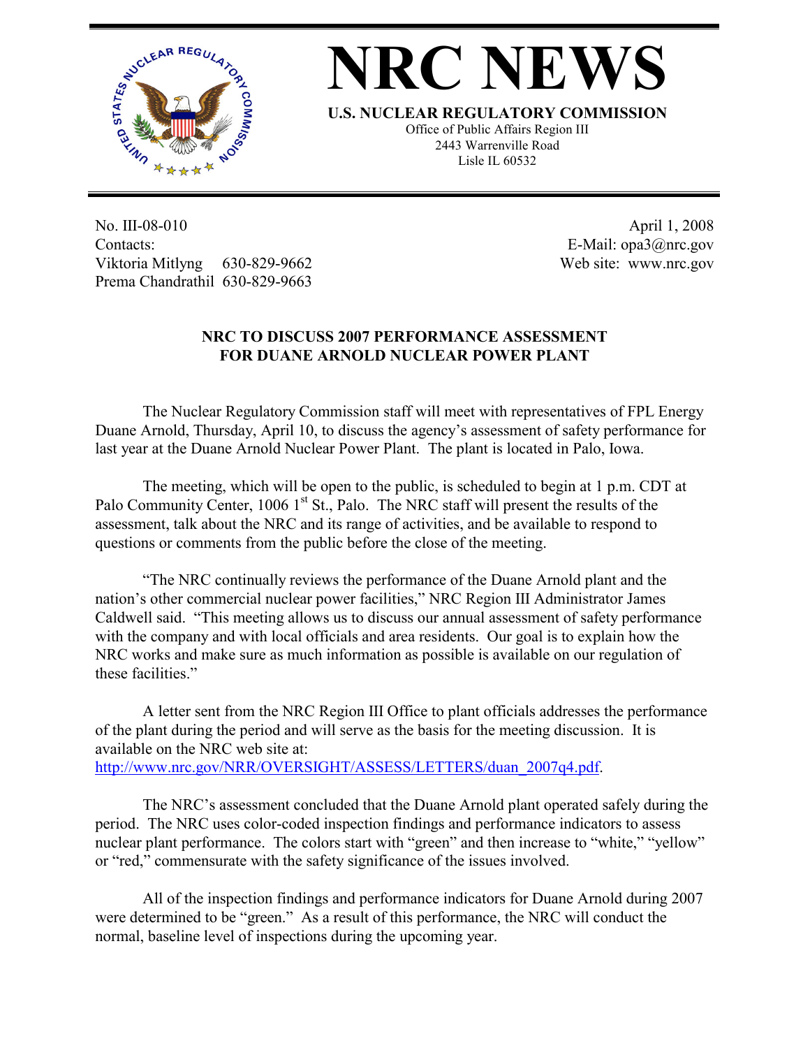# NRC NEWS

**U.S. NUCLEAR REGULATORY COMMISSION**

Office of Public Affairs Region III
2443 Warrenville Road
Lisle IL 60532

No. III-08-010
Contacts:
Viktoria Mitlyng 630-829-9662
Prema Chandrathil 630-829-9663

April 1, 2008
E-Mail: opa3@nrc.gov
Web site: www.nrc.gov

## NRC TO DISCUSS 2007 PERFORMANCE ASSESSMENT FOR DUANE ARNOLD NUCLEAR POWER PLANT

The Nuclear Regulatory Commission staff will meet with representatives of FPL Energy Duane Arnold, Thursday, April 10, to discuss the agency's assessment of safety performance for last year at the Duane Arnold Nuclear Power Plant. The plant is located in Palo, Iowa.

The meeting, which will be open to the public, is scheduled to begin at 1 p.m. CDT at Palo Community Center, 1006 1st St., Palo. The NRC staff will present the results of the assessment, talk about the NRC and its range of activities, and be available to respond to questions or comments from the public before the close of the meeting.

"The NRC continually reviews the performance of the Duane Arnold plant and the nation's other commercial nuclear power facilities," NRC Region III Administrator James Caldwell said. "This meeting allows us to discuss our annual assessment of safety performance with the company and with local officials and area residents. Our goal is to explain how the NRC works and make sure as much information as possible is available on our regulation of these facilities."

A letter sent from the NRC Region III Office to plant officials addresses the performance of the plant during the period and will serve as the basis for the meeting discussion. It is available on the NRC web site at: http://www.nrc.gov/NRR/OVERSIGHT/ASSESS/LETTERS/duan_2007q4.pdf.

The NRC's assessment concluded that the Duane Arnold plant operated safely during the period. The NRC uses color-coded inspection findings and performance indicators to assess nuclear plant performance. The colors start with "green" and then increase to "white," "yellow" or "red," commensurate with the safety significance of the issues involved.

All of the inspection findings and performance indicators for Duane Arnold during 2007 were determined to be "green." As a result of this performance, the NRC will conduct the normal, baseline level of inspections during the upcoming year.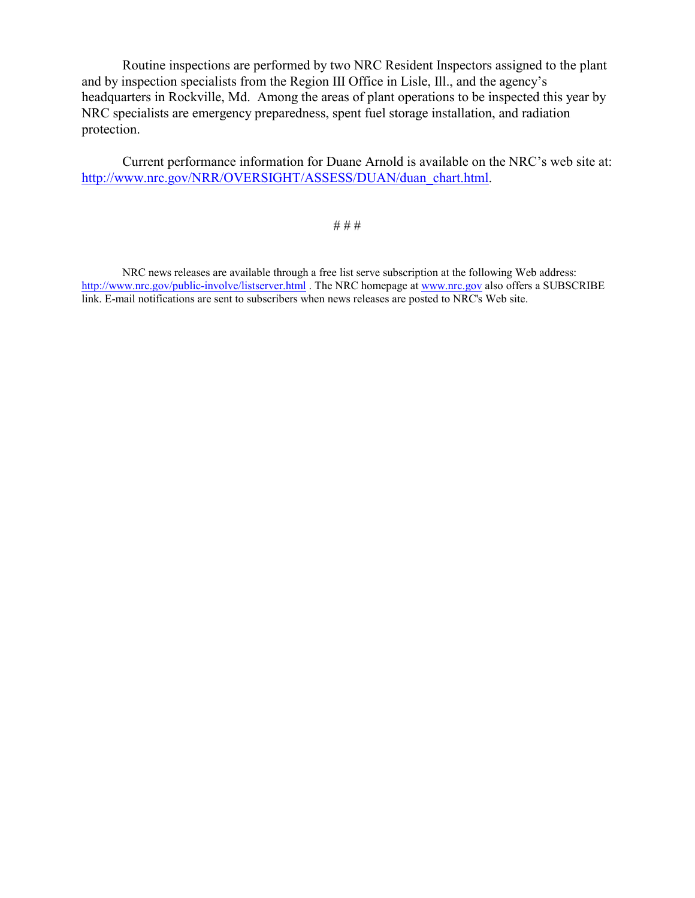Routine inspections are performed by two NRC Resident Inspectors assigned to the plant and by inspection specialists from the Region III Office in Lisle, Ill., and the agency's headquarters in Rockville, Md. Among the areas of plant operations to be inspected this year by NRC specialists are emergency preparedness, spent fuel storage installation, and radiation protection.

Current performance information for Duane Arnold is available on the NRC's web site at: http://www.nrc.gov/NRR/OVERSIGHT/ASSESS/DUAN/duan_chart.html.

# # #

NRC news releases are available through a free list serve subscription at the following Web address: http://www.nrc.gov/public-involve/listserver.html . The NRC homepage at www.nrc.gov also offers a SUBSCRIBE link. E-mail notifications are sent to subscribers when news releases are posted to NRC's Web site.